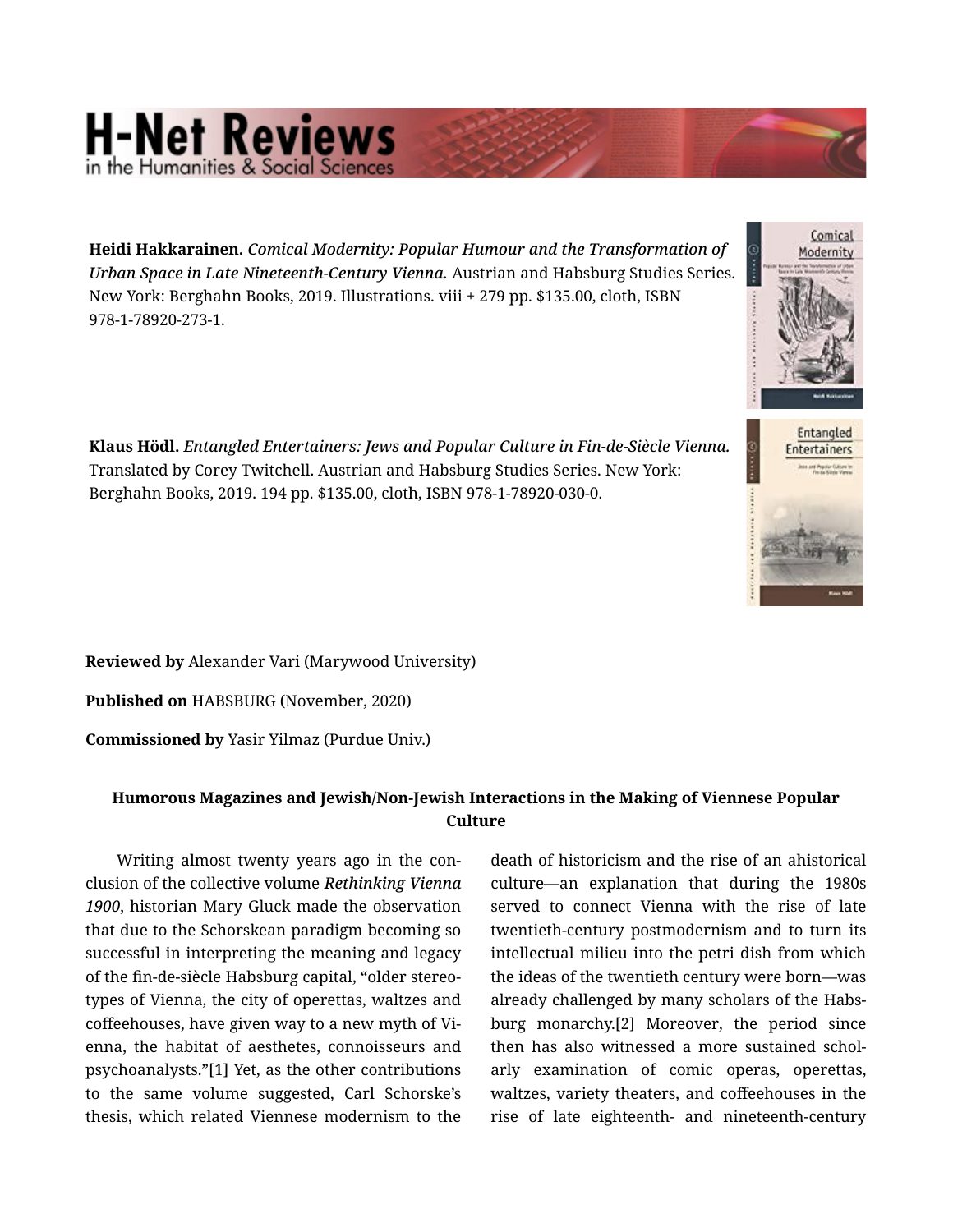# H-Net Reviews in the Humanities & Social Sciences

**Heidi Hakkarainen.** *Comical Modernity: Popular Humour and the Transformation of Urban Space in Late Nineteenth-Century Vienna.* Austrian and Habsburg Studies Series. New York: Berghahn Books, 2019. Illustrations. viii + 279 pp. $135.00, cloth, ISBN 978-1-78920-273-1.

**Klaus Hödl.** *Entangled Entertainers: Jews and Popular Culture in Fin-de-Siècle Vienna.* Translated by Corey Twitchell. Austrian and Habsburg Studies Series. New York: Berghahn Books, 2019. 194 pp. $135.00, cloth, ISBN 978-1-78920-030-0.

**Reviewed by** Alexander Vari (Marywood University)

**Published on** HABSBURG (November, 2020)

**Commissioned by** Yasir Yilmaz (Purdue Univ.)

### Humorous Magazines and Jewish/Non-Jewish Interactions in the Making of Viennese Popular Culture

Writing almost twenty years ago in the conclusion of the collective volume ***Rethinking Vienna 1900***, historian Mary Gluck made the observation that due to the Schorskean paradigm becoming so successful in interpreting the meaning and legacy of the fin-de-siècle Habsburg capital, "older stereotypes of Vienna, the city of operettas, waltzes and coffeehouses, have given way to a new myth of Vienna, the habitat of aesthetes, connoisseurs and psychoanalysts."[1] Yet, as the other contributions to the same volume suggested, Carl Schorske's thesis, which related Viennese modernism to the death of historicism and the rise of an ahistorical culture—an explanation that during the 1980s served to connect Vienna with the rise of late twentieth-century postmodernism and to turn its intellectual milieu into the petri dish from which the ideas of the twentieth century were born—was already challenged by many scholars of the Habsburg monarchy.[2] Moreover, the period since then has also witnessed a more sustained scholarly examination of comic operas, operettas, waltzes, variety theaters, and coffeehouses in the rise of late eighteenth- and nineteenth-century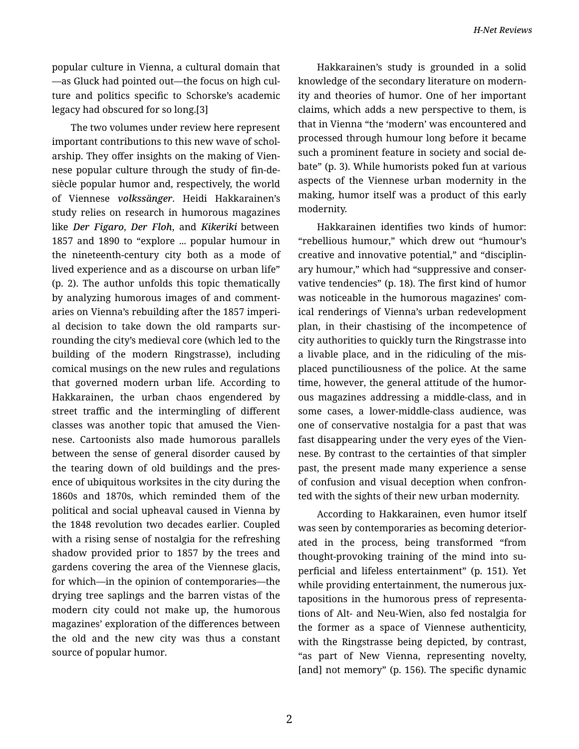popular culture in Vienna, a cultural domain that—as Gluck had pointed out—the focus on high culture and politics specific to Schorske's academic legacy had obscured for so long.[3]

The two volumes under review here represent important contributions to this new wave of scholarship. They offer insights on the making of Viennese popular culture through the study of fin-de-siècle popular humor and, respectively, the world of Viennese *volkssänger*. Heidi Hakkarainen's study relies on research in humorous magazines like ***Der Figaro***, ***Der Floh***, and ***Kikeriki*** between 1857 and 1890 to "explore ... popular humour in the nineteenth-century city both as a mode of lived experience and as a discourse on urban life" (p. 2). The author unfolds this topic thematically by analyzing humorous images of and commentaries on Vienna's rebuilding after the 1857 imperial decision to take down the old ramparts surrounding the city's medieval core (which led to the building of the modern Ringstrasse), including comical musings on the new rules and regulations that governed modern urban life. According to Hakkarainen, the urban chaos engendered by street traffic and the intermingling of different classes was another topic that amused the Viennese. Cartoonists also made humorous parallels between the sense of general disorder caused by the tearing down of old buildings and the presence of ubiquitous worksites in the city during the 1860s and 1870s, which reminded them of the political and social upheaval caused in Vienna by the 1848 revolution two decades earlier. Coupled with a rising sense of nostalgia for the refreshing shadow provided prior to 1857 by the trees and gardens covering the area of the Viennese glacis, for which—in the opinion of contemporaries—the drying tree saplings and the barren vistas of the modern city could not make up, the humorous magazines' exploration of the differences between the old and the new city was thus a constant source of popular humor.

Hakkarainen's study is grounded in a solid knowledge of the secondary literature on modernity and theories of humor. One of her important claims, which adds a new perspective to them, is that in Vienna "the 'modern' was encountered and processed through humour long before it became such a prominent feature in society and social debate" (p. 3). While humorists poked fun at various aspects of the Viennese urban modernity in the making, humor itself was a product of this early modernity.

Hakkarainen identifies two kinds of humor: "rebellious humour," which drew out "humour's creative and innovative potential," and "disciplinary humour," which had "suppressive and conservative tendencies" (p. 18). The first kind of humor was noticeable in the humorous magazines' comical renderings of Vienna's urban redevelopment plan, in their chastising of the incompetence of city authorities to quickly turn the Ringstrasse into a livable place, and in the ridiculing of the misplaced punctiliousness of the police. At the same time, however, the general attitude of the humorous magazines addressing a middle-class, and in some cases, a lower-middle-class audience, was one of conservative nostalgia for a past that was fast disappearing under the very eyes of the Viennese. By contrast to the certainties of that simpler past, the present made many experience a sense of confusion and visual deception when confronted with the sights of their new urban modernity.

According to Hakkarainen, even humor itself was seen by contemporaries as becoming deteriorated in the process, being transformed "from thought-provoking training of the mind into superficial and lifeless entertainment" (p. 151). Yet while providing entertainment, the numerous juxtapositions in the humorous press of representations of Alt- and Neu-Wien, also fed nostalgia for the former as a space of Viennese authenticity, with the Ringstrasse being depicted, by contrast, "as part of New Vienna, representing novelty, [and] not memory" (p. 156). The specific dynamic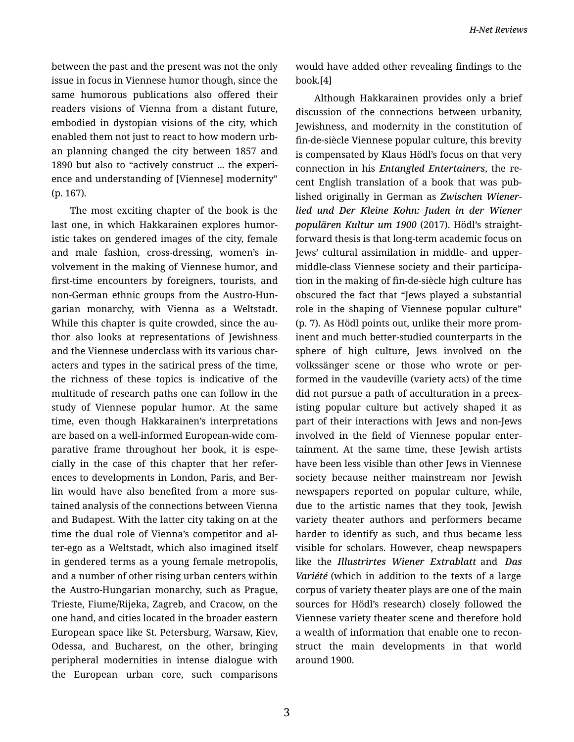between the past and the present was not the only issue in focus in Viennese humor though, since the same humorous publications also offered their readers visions of Vienna from a distant future, embodied in dystopian visions of the city, which enabled them not just to react to how modern urban planning changed the city between 1857 and 1890 but also to "actively construct ... the experience and understanding of [Viennese] modernity" (p. 167).

The most exciting chapter of the book is the last one, in which Hakkarainen explores humoristic takes on gendered images of the city, female and male fashion, cross-dressing, women's involvement in the making of Viennese humor, and first-time encounters by foreigners, tourists, and non-German ethnic groups from the Austro-Hungarian monarchy, with Vienna as a Weltstadt. While this chapter is quite crowded, since the author also looks at representations of Jewishness and the Viennese underclass with its various characters and types in the satirical press of the time, the richness of these topics is indicative of the multitude of research paths one can follow in the study of Viennese popular humor. At the same time, even though Hakkarainen's interpretations are based on a well-informed European-wide comparative frame throughout her book, it is especially in the case of this chapter that her references to developments in London, Paris, and Berlin would have also benefited from a more sustained analysis of the connections between Vienna and Budapest. With the latter city taking on at the time the dual role of Vienna's competitor and alter-ego as a Weltstadt, which also imagined itself in gendered terms as a young female metropolis, and a number of other rising urban centers within the Austro-Hungarian monarchy, such as Prague, Trieste, Fiume/Rijeka, Zagreb, and Cracow, on the one hand, and cities located in the broader eastern European space like St. Petersburg, Warsaw, Kiev, Odessa, and Bucharest, on the other, bringing peripheral modernities in intense dialogue with the European urban core, such comparisons would have added other revealing findings to the book.[4]

Although Hakkarainen provides only a brief discussion of the connections between urbanity, Jewishness, and modernity in the constitution of fin-de-siècle Viennese popular culture, this brevity is compensated by Klaus Hödl's focus on that very connection in his ***Entangled Entertainers***, the recent English translation of a book that was published originally in German as ***Zwischen Wienerlied und Der Kleine Kohn: Juden in der Wiener populären Kultur um 1900*** (2017). Hödl's straightforward thesis is that long-term academic focus on Jews' cultural assimilation in middle- and upper-middle-class Viennese society and their participation in the making of fin-de-siècle high culture has obscured the fact that "Jews played a substantial role in the shaping of Viennese popular culture" (p. 7). As Hödl points out, unlike their more prominent and much better-studied counterparts in the sphere of high culture, Jews involved on the volkssänger scene or those who wrote or performed in the vaudeville (variety acts) of the time did not pursue a path of acculturation in a preexisting popular culture but actively shaped it as part of their interactions with Jews and non-Jews involved in the field of Viennese popular entertainment. At the same time, these Jewish artists have been less visible than other Jews in Viennese society because neither mainstream nor Jewish newspapers reported on popular culture, while, due to the artistic names that they took, Jewish variety theater authors and performers became harder to identify as such, and thus became less visible for scholars. However, cheap newspapers like the ***Illustrirtes Wiener Extrablatt*** and ***Das Variété*** (which in addition to the texts of a large corpus of variety theater plays are one of the main sources for Hödl's research) closely followed the Viennese variety theater scene and therefore hold a wealth of information that enable one to reconstruct the main developments in that world around 1900.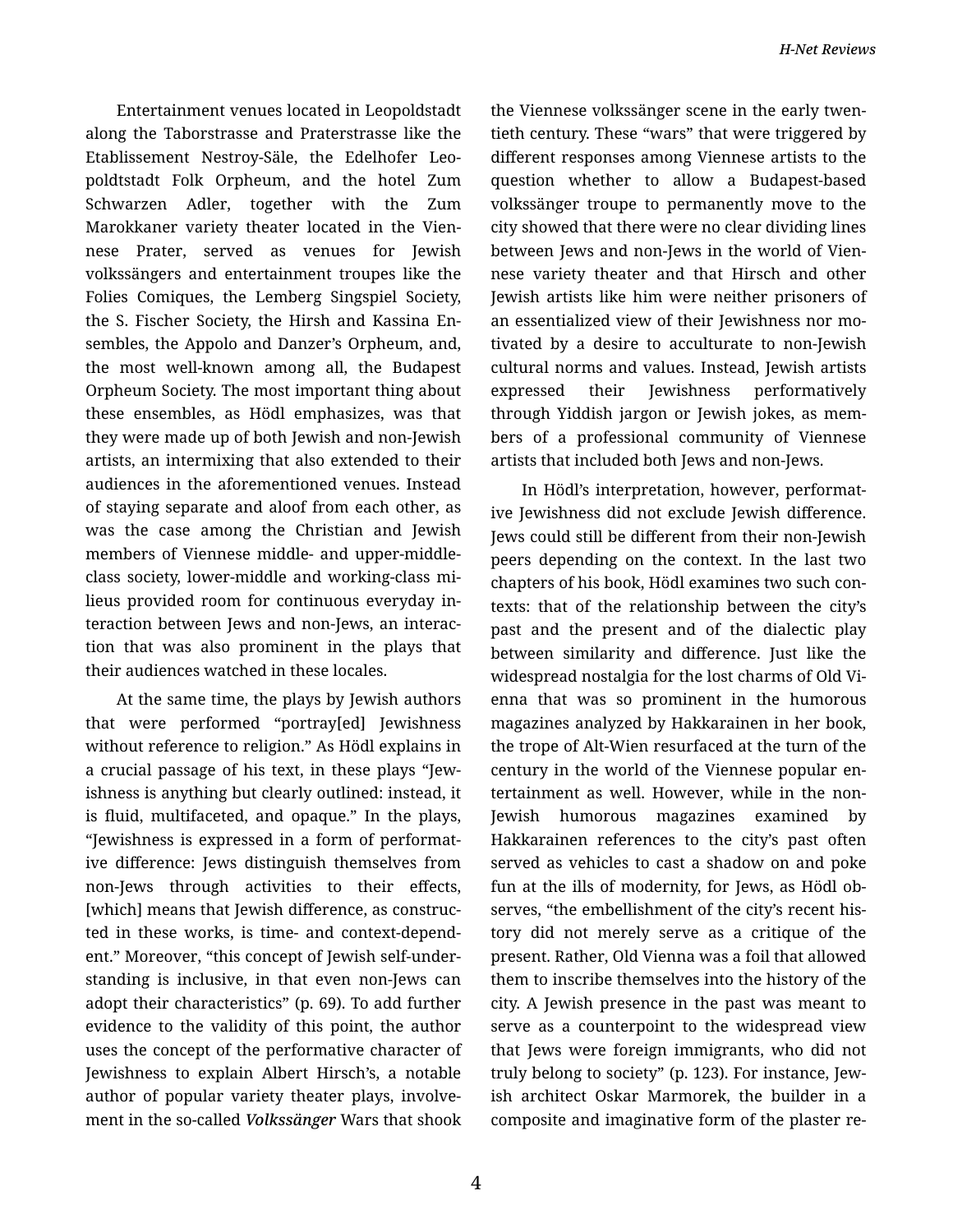Entertainment venues located in Leopoldstadt along the Taborstrasse and Praterstrasse like the Etablissement Nestroy-Säle, the Edelhofer Leopoldtstadt Folk Orpheum, and the hotel Zum Schwarzen Adler, together with the Zum Marokkaner variety theater located in the Viennese Prater, served as venues for Jewish volkssängers and entertainment troupes like the Folies Comiques, the Lemberg Singspiel Society, the S. Fischer Society, the Hirsh and Kassina Ensembles, the Appolo and Danzer's Orpheum, and, the most well-known among all, the Budapest Orpheum Society. The most important thing about these ensembles, as Hödl emphasizes, was that they were made up of both Jewish and non-Jewish artists, an intermixing that also extended to their audiences in the aforementioned venues. Instead of staying separate and aloof from each other, as was the case among the Christian and Jewish members of Viennese middle- and upper-middle-class society, lower-middle and working-class milieus provided room for continuous everyday interaction between Jews and non-Jews, an interaction that was also prominent in the plays that their audiences watched in these locales.

At the same time, the plays by Jewish authors that were performed "portray[ed] Jewishness without reference to religion." As Hödl explains in a crucial passage of his text, in these plays "Jewishness is anything but clearly outlined: instead, it is fluid, multifaceted, and opaque." In the plays, "Jewishness is expressed in a form of performative difference: Jews distinguish themselves from non-Jews through activities to their effects, [which] means that Jewish difference, as constructed in these works, is time- and context-dependent." Moreover, "this concept of Jewish self-understanding is inclusive, in that even non-Jews can adopt their characteristics" (p. 69). To add further evidence to the validity of this point, the author uses the concept of the performative character of Jewishness to explain Albert Hirsch's, a notable author of popular variety theater plays, involvement in the so-called *Volkssänger* Wars that shook the Viennese volkssänger scene in the early twentieth century. These "wars" that were triggered by different responses among Viennese artists to the question whether to allow a Budapest-based volkssänger troupe to permanently move to the city showed that there were no clear dividing lines between Jews and non-Jews in the world of Viennese variety theater and that Hirsch and other Jewish artists like him were neither prisoners of an essentialized view of their Jewishness nor motivated by a desire to acculturate to non-Jewish cultural norms and values. Instead, Jewish artists expressed their Jewishness performatively through Yiddish jargon or Jewish jokes, as members of a professional community of Viennese artists that included both Jews and non-Jews.

In Hödl's interpretation, however, performative Jewishness did not exclude Jewish difference. Jews could still be different from their non-Jewish peers depending on the context. In the last two chapters of his book, Hödl examines two such contexts: that of the relationship between the city's past and the present and of the dialectic play between similarity and difference. Just like the widespread nostalgia for the lost charms of Old Vienna that was so prominent in the humorous magazines analyzed by Hakkarainen in her book, the trope of Alt-Wien resurfaced at the turn of the century in the world of the Viennese popular entertainment as well. However, while in the non-Jewish humorous magazines examined by Hakkarainen references to the city's past often served as vehicles to cast a shadow on and poke fun at the ills of modernity, for Jews, as Hödl observes, "the embellishment of the city's recent history did not merely serve as a critique of the present. Rather, Old Vienna was a foil that allowed them to inscribe themselves into the history of the city. A Jewish presence in the past was meant to serve as a counterpoint to the widespread view that Jews were foreign immigrants, who did not truly belong to society" (p. 123). For instance, Jewish architect Oskar Marmorek, the builder in a composite and imaginative form of the plaster re-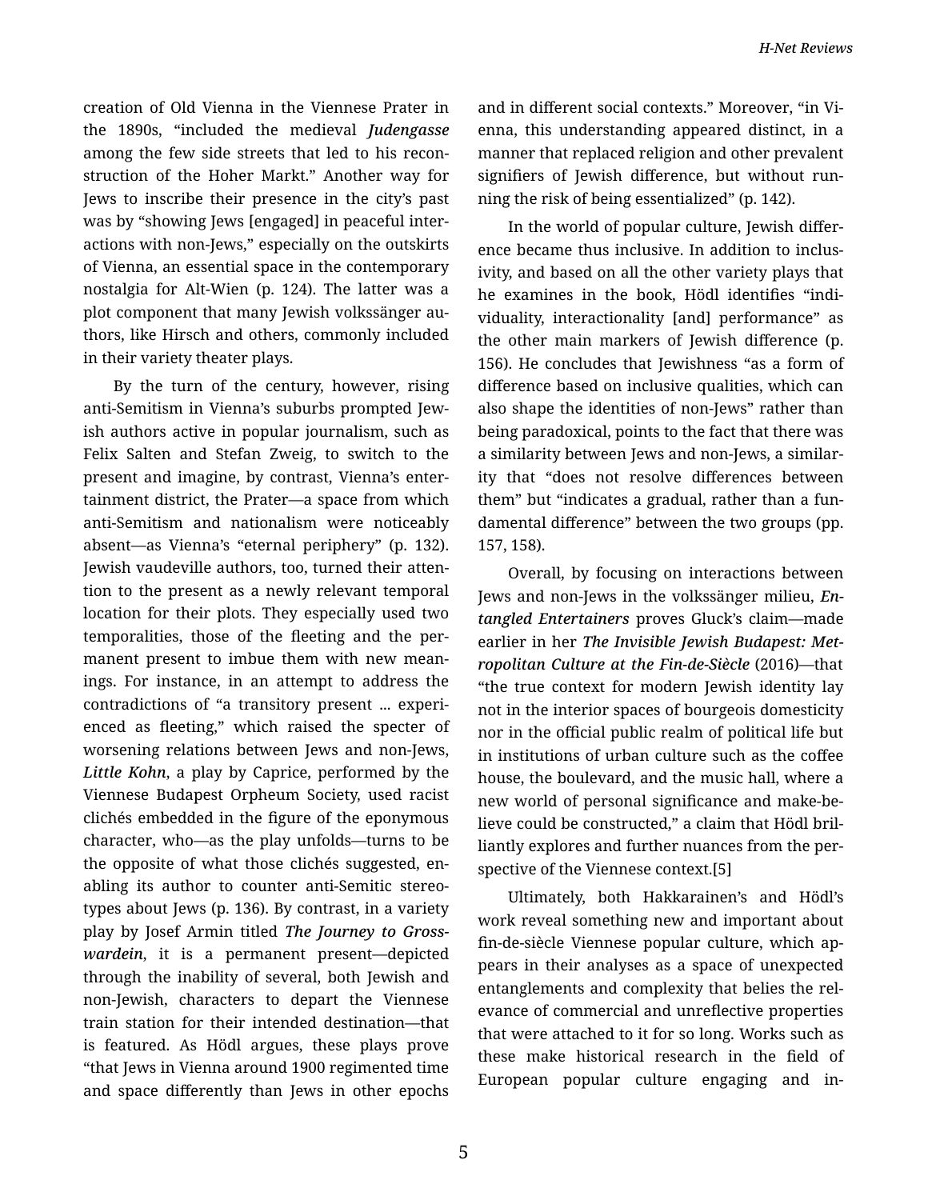creation of Old Vienna in the Viennese Prater in the 1890s, "included the medieval *Judengasse* among the few side streets that led to his reconstruction of the Hoher Markt." Another way for Jews to inscribe their presence in the city's past was by "showing Jews [engaged] in peaceful interactions with non-Jews," especially on the outskirts of Vienna, an essential space in the contemporary nostalgia for Alt-Wien (p. 124). The latter was a plot component that many Jewish volkssänger authors, like Hirsch and others, commonly included in their variety theater plays.

By the turn of the century, however, rising anti-Semitism in Vienna's suburbs prompted Jewish authors active in popular journalism, such as Felix Salten and Stefan Zweig, to switch to the present and imagine, by contrast, Vienna's entertainment district, the Prater—a space from which anti-Semitism and nationalism were noticeably absent—as Vienna's "eternal periphery" (p. 132). Jewish vaudeville authors, too, turned their attention to the present as a newly relevant temporal location for their plots. They especially used two temporalities, those of the fleeting and the permanent present to imbue them with new meanings. For instance, in an attempt to address the contradictions of "a transitory present ... experienced as fleeting," which raised the specter of worsening relations between Jews and non-Jews, ***Little Kohn***, a play by Caprice, performed by the Viennese Budapest Orpheum Society, used racist clichés embedded in the figure of the eponymous character, who—as the play unfolds—turns to be the opposite of what those clichés suggested, enabling its author to counter anti-Semitic stereotypes about Jews (p. 136). By contrast, in a variety play by Josef Armin titled ***The Journey to Grosswardein***, it is a permanent present—depicted through the inability of several, both Jewish and non-Jewish, characters to depart the Viennese train station for their intended destination—that is featured. As Hödl argues, these plays prove "that Jews in Vienna around 1900 regimented time and space differently than Jews in other epochs and in different social contexts." Moreover, "in Vienna, this understanding appeared distinct, in a manner that replaced religion and other prevalent signifiers of Jewish difference, but without running the risk of being essentialized" (p. 142).

In the world of popular culture, Jewish difference became thus inclusive. In addition to inclusivity, and based on all the other variety plays that he examines in the book, Hödl identifies "individuality, interactionality [and] performance" as the other main markers of Jewish difference (p. 156). He concludes that Jewishness "as a form of difference based on inclusive qualities, which can also shape the identities of non-Jews" rather than being paradoxical, points to the fact that there was a similarity between Jews and non-Jews, a similarity that "does not resolve differences between them" but "indicates a gradual, rather than a fundamental difference" between the two groups (pp. 157, 158).

Overall, by focusing on interactions between Jews and non-Jews in the volkssänger milieu, ***Entangled Entertainers*** proves Gluck's claim—made earlier in her ***The Invisible Jewish Budapest: Metropolitan Culture at the Fin-de-Siècle*** (2016)—that "the true context for modern Jewish identity lay not in the interior spaces of bourgeois domesticity nor in the official public realm of political life but in institutions of urban culture such as the coffee house, the boulevard, and the music hall, where a new world of personal significance and make-believe could be constructed," a claim that Hödl brilliantly explores and further nuances from the perspective of the Viennese context.[5]

Ultimately, both Hakkarainen's and Hödl's work reveal something new and important about fin-de-siècle Viennese popular culture, which appears in their analyses as a space of unexpected entanglements and complexity that belies the relevance of commercial and unreflective properties that were attached to it for so long. Works such as these make historical research in the field of European popular culture engaging and in-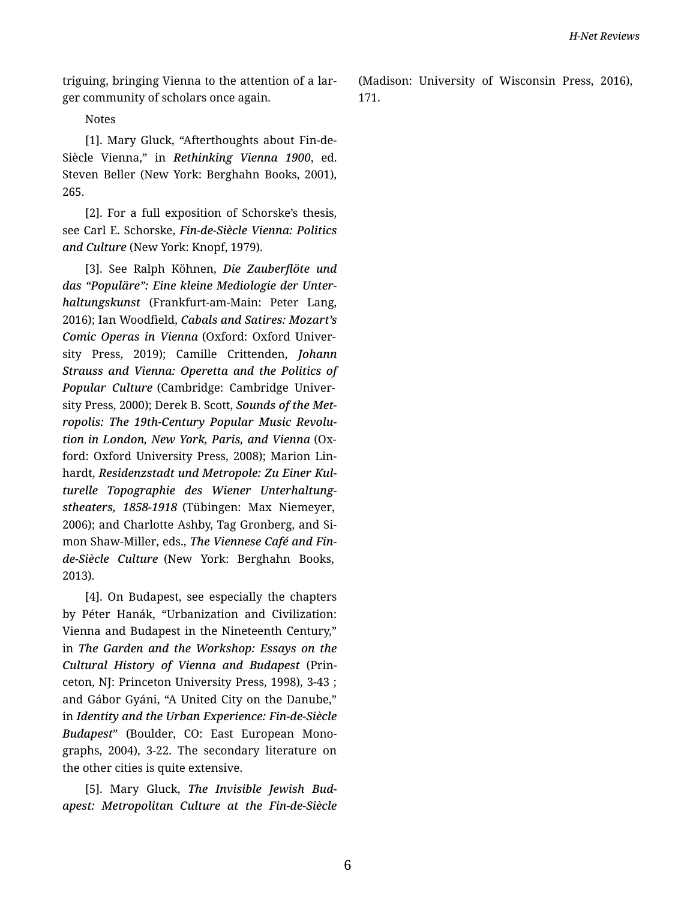triguing, bringing Vienna to the attention of a larger community of scholars once again.

Notes

[1]. Mary Gluck, “Afterthoughts about Fin-de-Siècle Vienna,” in ***Rethinking Vienna 1900***, ed. Steven Beller (New York: Berghahn Books, 2001), 265.

[2]. For a full exposition of Schorske’s thesis, see Carl E. Schorske, ***Fin-de-Siècle Vienna: Politics and Culture*** (New York: Knopf, 1979).

[3]. See Ralph Köhnen, ***Die Zauberflöte und das “Populäre”: Eine kleine Mediologie der Unterhaltungskunst*** (Frankfurt-am-Main: Peter Lang, 2016); Ian Woodfield, ***Cabals and Satires: Mozart’s Comic Operas in Vienna*** (Oxford: Oxford University Press, 2019); Camille Crittenden, ***Johann Strauss and Vienna: Operetta and the Politics of Popular Culture*** (Cambridge: Cambridge University Press, 2000); Derek B. Scott, ***Sounds of the Metropolis: The 19th-Century Popular Music Revolution in London, New York, Paris, and Vienna*** (Oxford: Oxford University Press, 2008); Marion Linhardt, ***Residenzstadt und Metropole: Zu Einer Kulturelle Topographie des Wiener Unterhaltungstheaters, 1858-1918*** (Tübingen: Max Niemeyer, 2006); and Charlotte Ashby, Tag Gronberg, and Simon Shaw-Miller, eds., ***The Viennese Café and Fin-de-Siècle Culture*** (New York: Berghahn Books, 2013).

[4]. On Budapest, see especially the chapters by Péter Hanák, “Urbanization and Civilization: Vienna and Budapest in the Nineteenth Century,” in ***The Garden and the Workshop: Essays on the Cultural History of Vienna and Budapest*** (Princeton, NJ: Princeton University Press, 1998), 3-43 ; and Gábor Gyáni, “A United City on the Danube,” in ***Identity and the Urban Experience: Fin-de-Siècle Budapest***” (Boulder, CO: East European Monographs, 2004), 3-22. The secondary literature on the other cities is quite extensive.

[5]. Mary Gluck, ***The Invisible Jewish Budapest: Metropolitan Culture at the Fin-de-Siècle*** (Madison: University of Wisconsin Press, 2016), 171.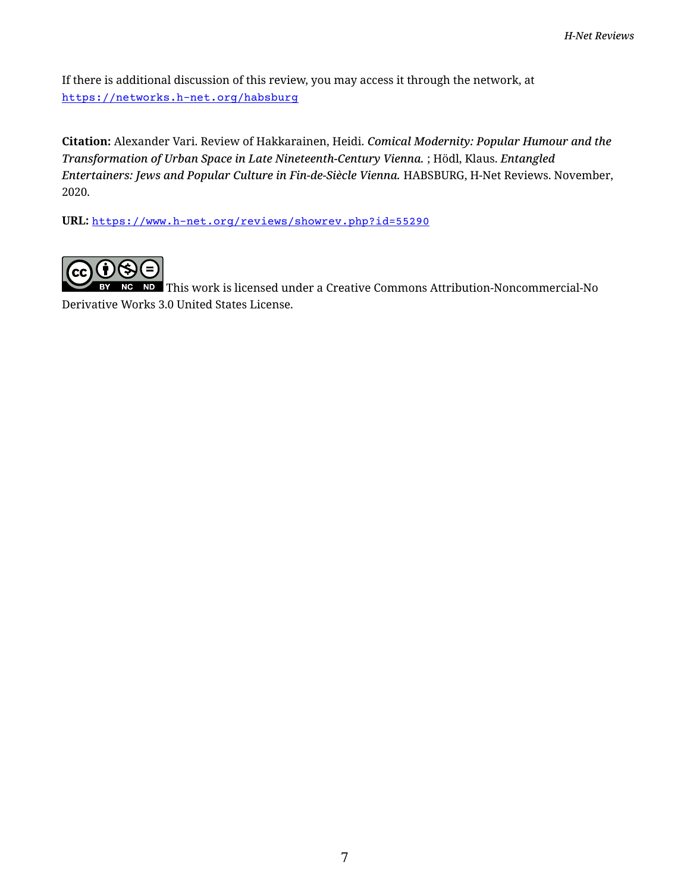If there is additional discussion of this review, you may access it through the network, at https://networks.h-net.org/habsburg

**Citation:** Alexander Vari. Review of Hakkarainen, Heidi. *Comical Modernity: Popular Humour and the Transformation of Urban Space in Late Nineteenth-Century Vienna.* ; Hödl, Klaus. *Entangled Entertainers: Jews and Popular Culture in Fin-de-Siècle Vienna.* HABSBURG, H-Net Reviews. November, 2020.

**URL:** https://www.h-net.org/reviews/showrev.php?id=55290

This work is licensed under a Creative Commons Attribution-Noncommercial-No Derivative Works 3.0 United States License.